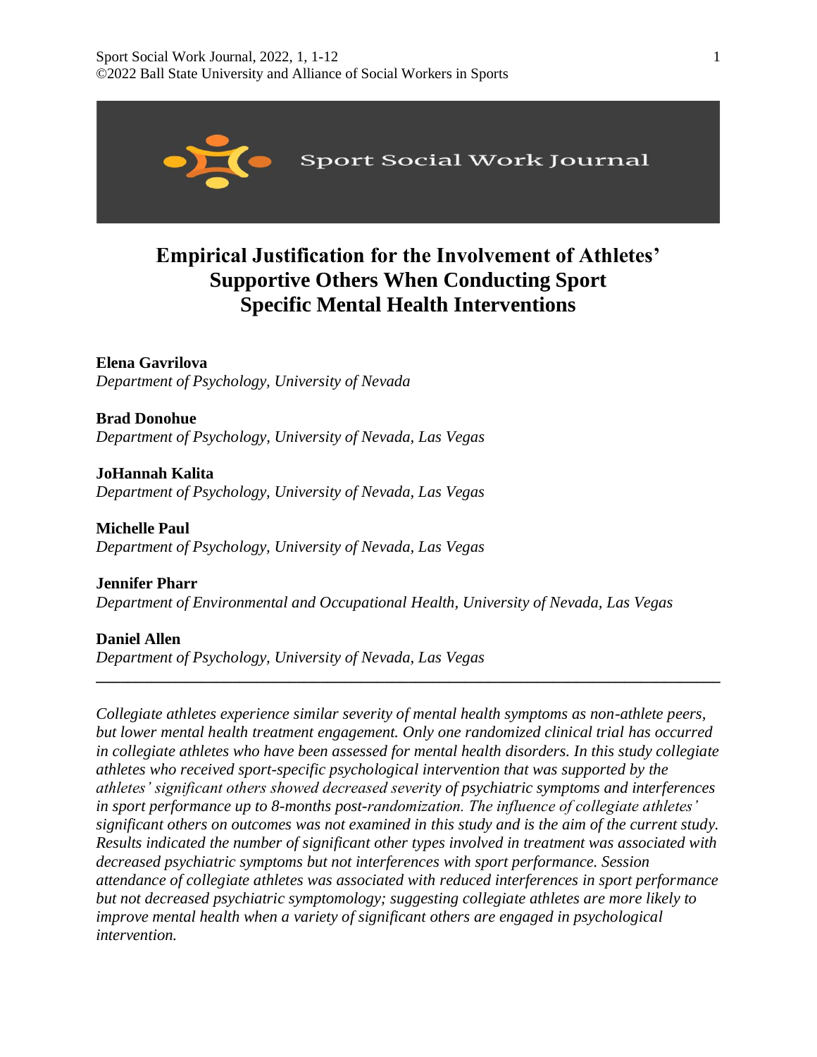# Empirical Justification for the Involvement of Athletes' Supportive Others When Conducting Sport Specific Mental Health Interventions

**Elena Gavrilova**
*Department of Psychology, University of Nevada*

**Brad Donohue**
*Department of Psychology, University of Nevada, Las Vegas*

**JoHannah Kalita**
*Department of Psychology, University of Nevada, Las Vegas*

**Michelle Paul**
*Department of Psychology, University of Nevada, Las Vegas*

**Jennifer Pharr**
*Department of Environmental and Occupational Health, University of Nevada, Las Vegas*

**Daniel Allen**
*Department of Psychology, University of Nevada, Las Vegas*

---

*Collegiate athletes experience similar severity of mental health symptoms as non-athlete peers, but lower mental health treatment engagement. Only one randomized clinical trial has occurred in collegiate athletes who have been assessed for mental health disorders. In this study collegiate athletes who received sport-specific psychological intervention that was supported by the athletes' significant others showed decreased severity of psychiatric symptoms and interferences in sport performance up to 8-months post-randomization. The influence of collegiate athletes' significant others on outcomes was not examined in this study and is the aim of the current study. Results indicated the number of significant other types involved in treatment was associated with decreased psychiatric symptoms but not interferences with sport performance. Session attendance of collegiate athletes was associated with reduced interferences in sport performance but not decreased psychiatric symptomology; suggesting collegiate athletes are more likely to improve mental health when a variety of significant others are engaged in psychological intervention.*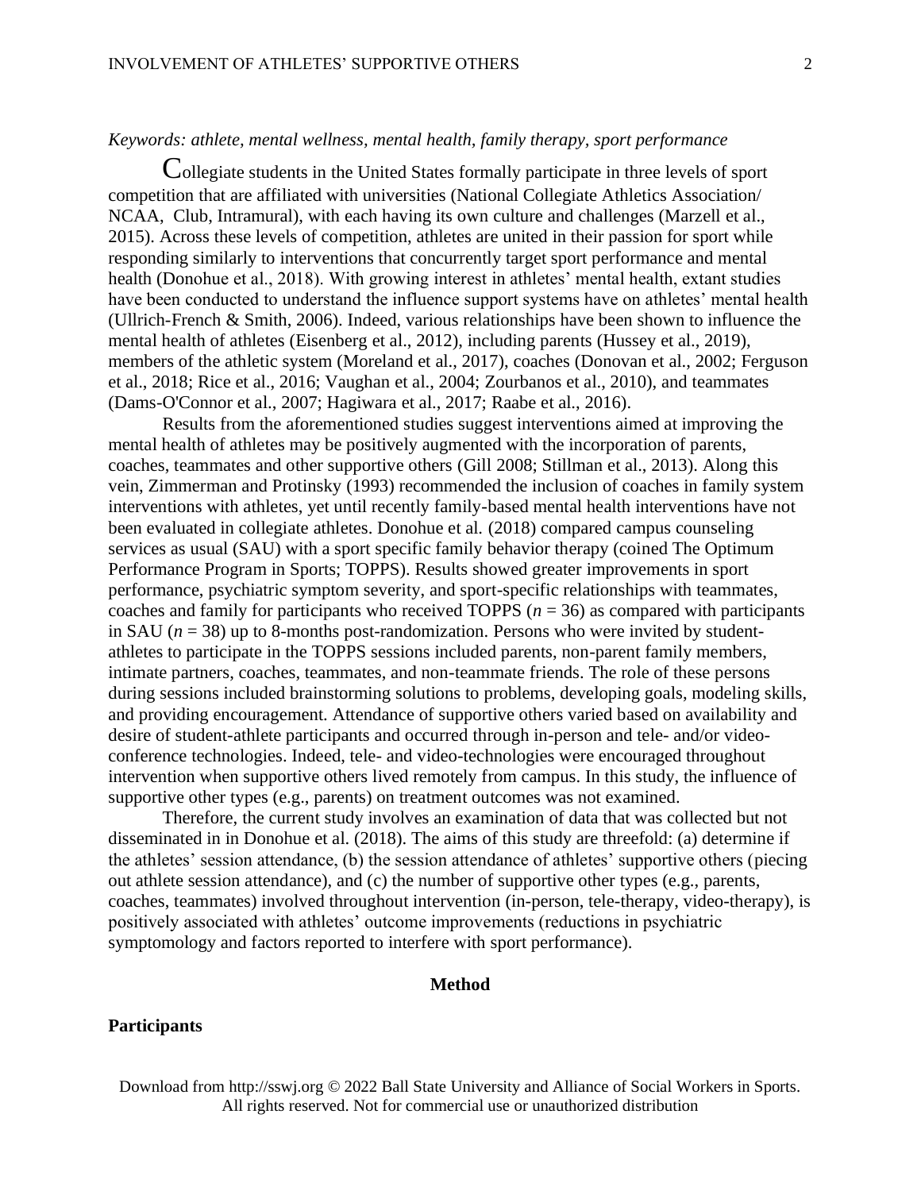*Keywords: athlete, mental wellness, mental health, family therapy, sport performance*

Collegiate students in the United States formally participate in three levels of sport competition that are affiliated with universities (National Collegiate Athletics Association/ NCAA, Club, Intramural), with each having its own culture and challenges (Marzell et al., 2015). Across these levels of competition, athletes are united in their passion for sport while responding similarly to interventions that concurrently target sport performance and mental health (Donohue et al., 2018). With growing interest in athletes' mental health, extant studies have been conducted to understand the influence support systems have on athletes' mental health (Ullrich-French & Smith, 2006). Indeed, various relationships have been shown to influence the mental health of athletes (Eisenberg et al., 2012), including parents (Hussey et al., 2019), members of the athletic system (Moreland et al., 2017), coaches (Donovan et al., 2002; Ferguson et al., 2018; Rice et al., 2016; Vaughan et al., 2004; Zourbanos et al., 2010), and teammates (Dams-O'Connor et al., 2007; Hagiwara et al., 2017; Raabe et al., 2016).

Results from the aforementioned studies suggest interventions aimed at improving the mental health of athletes may be positively augmented with the incorporation of parents, coaches, teammates and other supportive others (Gill 2008; Stillman et al., 2013). Along this vein, Zimmerman and Protinsky (1993) recommended the inclusion of coaches in family system interventions with athletes, yet until recently family-based mental health interventions have not been evaluated in collegiate athletes. Donohue et al. (2018) compared campus counseling services as usual (SAU) with a sport specific family behavior therapy (coined The Optimum Performance Program in Sports; TOPPS). Results showed greater improvements in sport performance, psychiatric symptom severity, and sport-specific relationships with teammates, coaches and family for participants who received TOPPS ($n$ = 36) as compared with participants in SAU ($n$ = 38) up to 8-months post-randomization. Persons who were invited by student-athletes to participate in the TOPPS sessions included parents, non-parent family members, intimate partners, coaches, teammates, and non-teammate friends. The role of these persons during sessions included brainstorming solutions to problems, developing goals, modeling skills, and providing encouragement. Attendance of supportive others varied based on availability and desire of student-athlete participants and occurred through in-person and tele- and/or video-conference technologies. Indeed, tele- and video-technologies were encouraged throughout intervention when supportive others lived remotely from campus. In this study, the influence of supportive other types (e.g., parents) on treatment outcomes was not examined.

Therefore, the current study involves an examination of data that was collected but not disseminated in in Donohue et al. (2018). The aims of this study are threefold: (a) determine if the athletes' session attendance, (b) the session attendance of athletes' supportive others (piecing out athlete session attendance), and (c) the number of supportive other types (e.g., parents, coaches, teammates) involved throughout intervention (in-person, tele-therapy, video-therapy), is positively associated with athletes' outcome improvements (reductions in psychiatric symptomology and factors reported to interfere with sport performance).

## Method

### Participants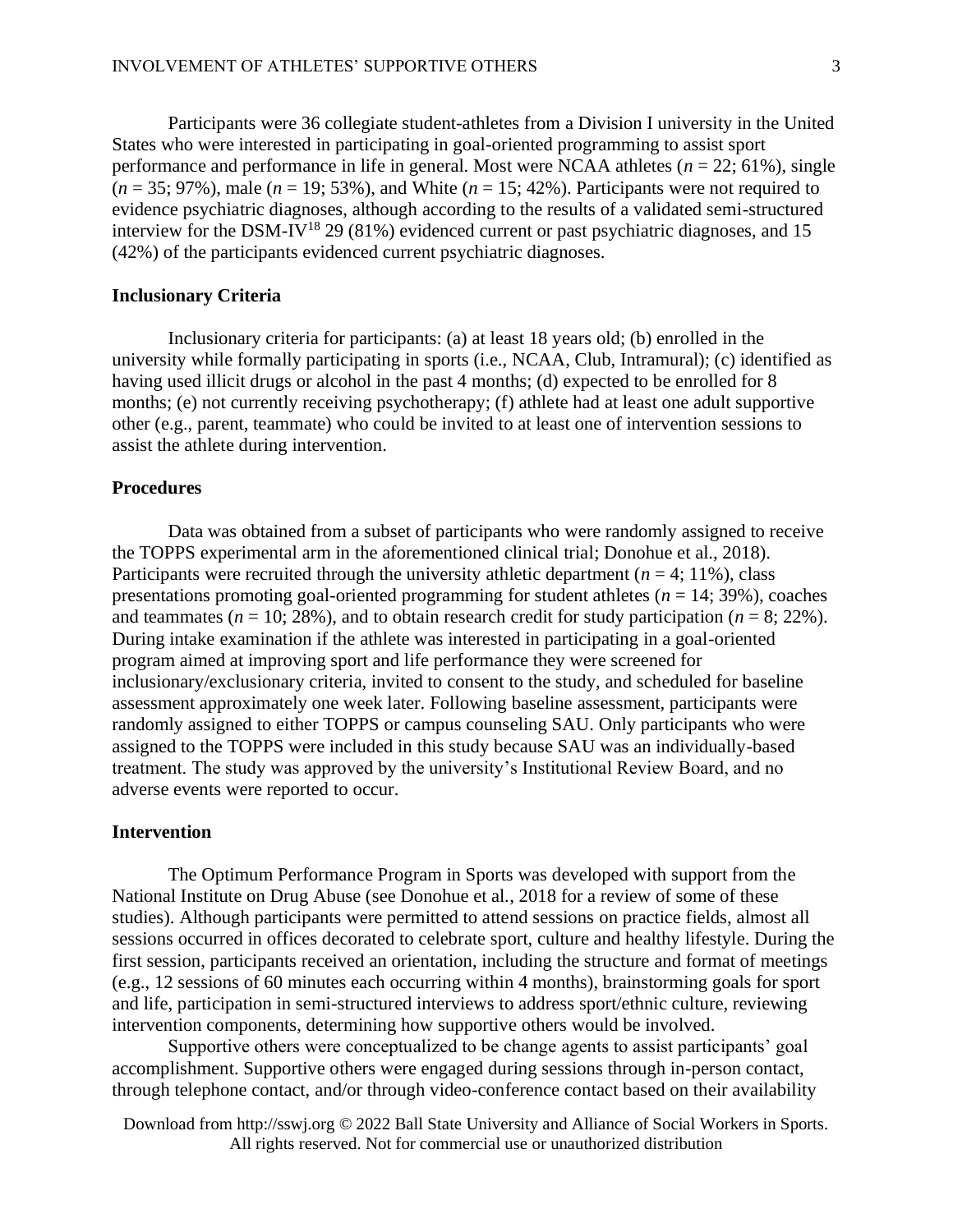Participants were 36 collegiate student-athletes from a Division I university in the United States who were interested in participating in goal-oriented programming to assist sport performance and performance in life in general. Most were NCAA athletes (*n* = 22; 61%), single (*n* = 35; 97%), male (*n* = 19; 53%), and White (*n* = 15; 42%). Participants were not required to evidence psychiatric diagnoses, although according to the results of a validated semi-structured interview for the DSM-IV[18] 29 (81%) evidenced current or past psychiatric diagnoses, and 15 (42%) of the participants evidenced current psychiatric diagnoses.

### Inclusionary Criteria

Inclusionary criteria for participants: (a) at least 18 years old; (b) enrolled in the university while formally participating in sports (i.e., NCAA, Club, Intramural); (c) identified as having used illicit drugs or alcohol in the past 4 months; (d) expected to be enrolled for 8 months; (e) not currently receiving psychotherapy; (f) athlete had at least one adult supportive other (e.g., parent, teammate) who could be invited to at least one of intervention sessions to assist the athlete during intervention.

### Procedures

Data was obtained from a subset of participants who were randomly assigned to receive the TOPPS experimental arm in the aforementioned clinical trial; Donohue et al., 2018). Participants were recruited through the university athletic department (*n* = 4; 11%), class presentations promoting goal-oriented programming for student athletes (*n* = 14; 39%), coaches and teammates (*n* = 10; 28%), and to obtain research credit for study participation (*n* = 8; 22%). During intake examination if the athlete was interested in participating in a goal-oriented program aimed at improving sport and life performance they were screened for inclusionary/exclusionary criteria, invited to consent to the study, and scheduled for baseline assessment approximately one week later. Following baseline assessment, participants were randomly assigned to either TOPPS or campus counseling SAU. Only participants who were assigned to the TOPPS were included in this study because SAU was an individually-based treatment. The study was approved by the university's Institutional Review Board, and no adverse events were reported to occur.

### Intervention

The Optimum Performance Program in Sports was developed with support from the National Institute on Drug Abuse (see Donohue et al., 2018 for a review of some of these studies). Although participants were permitted to attend sessions on practice fields, almost all sessions occurred in offices decorated to celebrate sport, culture and healthy lifestyle. During the first session, participants received an orientation, including the structure and format of meetings (e.g., 12 sessions of 60 minutes each occurring within 4 months), brainstorming goals for sport and life, participation in semi-structured interviews to address sport/ethnic culture, reviewing intervention components, determining how supportive others would be involved.

Supportive others were conceptualized to be change agents to assist participants' goal accomplishment. Supportive others were engaged during sessions through in-person contact, through telephone contact, and/or through video-conference contact based on their availability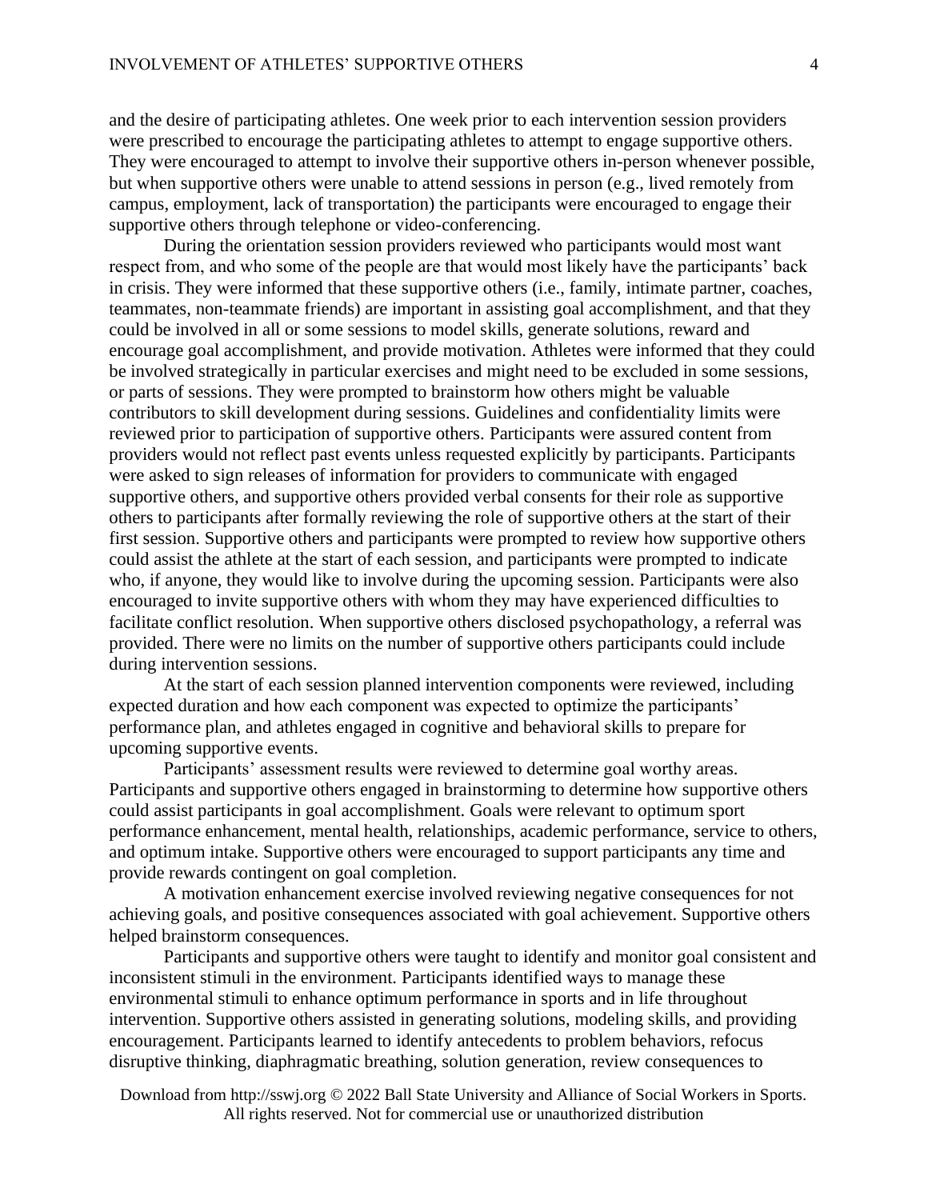and the desire of participating athletes. One week prior to each intervention session providers were prescribed to encourage the participating athletes to attempt to engage supportive others. They were encouraged to attempt to involve their supportive others in-person whenever possible, but when supportive others were unable to attend sessions in person (e.g., lived remotely from campus, employment, lack of transportation) the participants were encouraged to engage their supportive others through telephone or video-conferencing.

During the orientation session providers reviewed who participants would most want respect from, and who some of the people are that would most likely have the participants' back in crisis. They were informed that these supportive others (i.e., family, intimate partner, coaches, teammates, non-teammate friends) are important in assisting goal accomplishment, and that they could be involved in all or some sessions to model skills, generate solutions, reward and encourage goal accomplishment, and provide motivation. Athletes were informed that they could be involved strategically in particular exercises and might need to be excluded in some sessions, or parts of sessions. They were prompted to brainstorm how others might be valuable contributors to skill development during sessions. Guidelines and confidentiality limits were reviewed prior to participation of supportive others. Participants were assured content from providers would not reflect past events unless requested explicitly by participants. Participants were asked to sign releases of information for providers to communicate with engaged supportive others, and supportive others provided verbal consents for their role as supportive others to participants after formally reviewing the role of supportive others at the start of their first session. Supportive others and participants were prompted to review how supportive others could assist the athlete at the start of each session, and participants were prompted to indicate who, if anyone, they would like to involve during the upcoming session. Participants were also encouraged to invite supportive others with whom they may have experienced difficulties to facilitate conflict resolution. When supportive others disclosed psychopathology, a referral was provided. There were no limits on the number of supportive others participants could include during intervention sessions.

At the start of each session planned intervention components were reviewed, including expected duration and how each component was expected to optimize the participants' performance plan, and athletes engaged in cognitive and behavioral skills to prepare for upcoming supportive events.

Participants' assessment results were reviewed to determine goal worthy areas. Participants and supportive others engaged in brainstorming to determine how supportive others could assist participants in goal accomplishment. Goals were relevant to optimum sport performance enhancement, mental health, relationships, academic performance, service to others, and optimum intake. Supportive others were encouraged to support participants any time and provide rewards contingent on goal completion.

A motivation enhancement exercise involved reviewing negative consequences for not achieving goals, and positive consequences associated with goal achievement. Supportive others helped brainstorm consequences.

Participants and supportive others were taught to identify and monitor goal consistent and inconsistent stimuli in the environment. Participants identified ways to manage these environmental stimuli to enhance optimum performance in sports and in life throughout intervention. Supportive others assisted in generating solutions, modeling skills, and providing encouragement. Participants learned to identify antecedents to problem behaviors, refocus disruptive thinking, diaphragmatic breathing, solution generation, review consequences to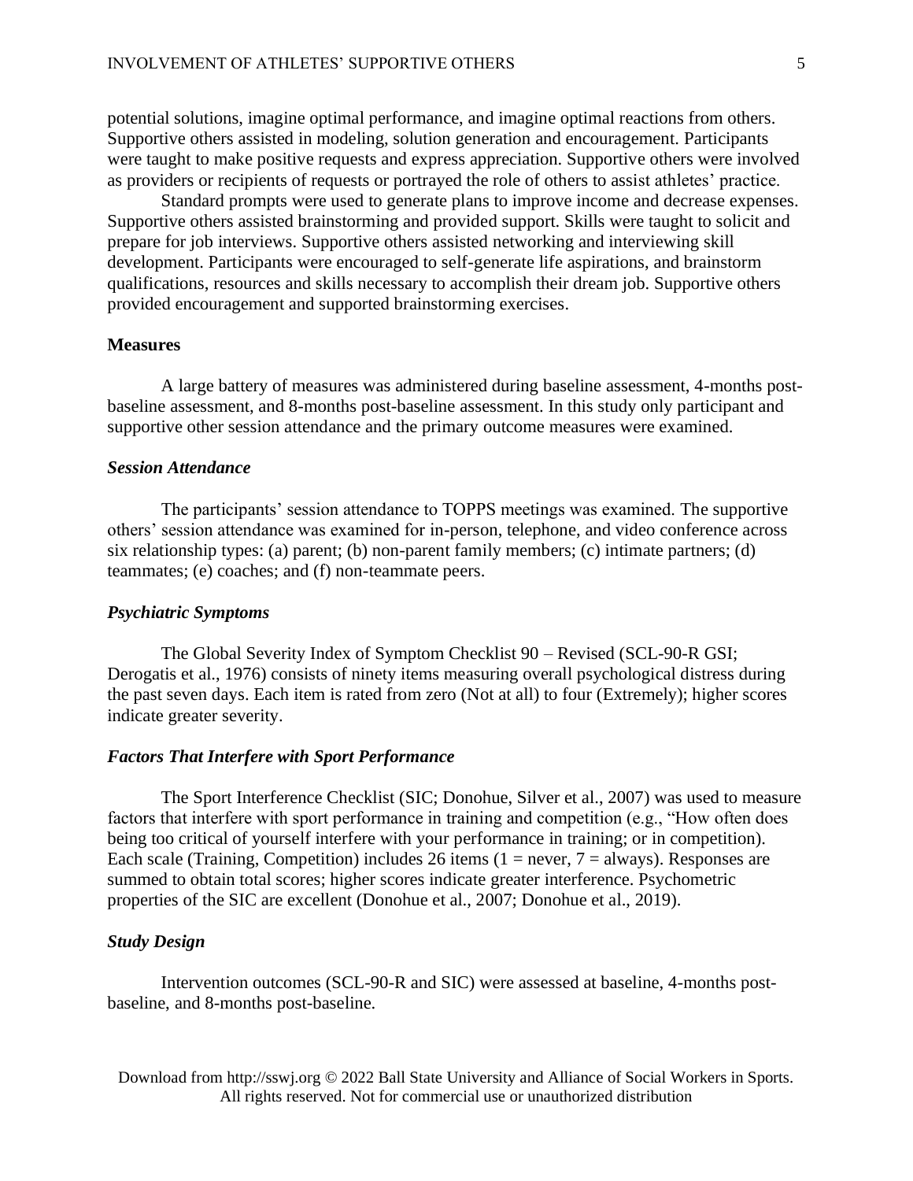potential solutions, imagine optimal performance, and imagine optimal reactions from others. Supportive others assisted in modeling, solution generation and encouragement. Participants were taught to make positive requests and express appreciation. Supportive others were involved as providers or recipients of requests or portrayed the role of others to assist athletes' practice.

Standard prompts were used to generate plans to improve income and decrease expenses. Supportive others assisted brainstorming and provided support. Skills were taught to solicit and prepare for job interviews. Supportive others assisted networking and interviewing skill development. Participants were encouraged to self-generate life aspirations, and brainstorm qualifications, resources and skills necessary to accomplish their dream job. Supportive others provided encouragement and supported brainstorming exercises.

## Measures

A large battery of measures was administered during baseline assessment, 4-months post-baseline assessment, and 8-months post-baseline assessment. In this study only participant and supportive other session attendance and the primary outcome measures were examined.

### *Session Attendance*

The participants' session attendance to TOPPS meetings was examined. The supportive others' session attendance was examined for in-person, telephone, and video conference across six relationship types: (a) parent; (b) non-parent family members; (c) intimate partners; (d) teammates; (e) coaches; and (f) non-teammate peers.

### *Psychiatric Symptoms*

The Global Severity Index of Symptom Checklist 90 – Revised (SCL-90-R GSI; Derogatis et al., 1976) consists of ninety items measuring overall psychological distress during the past seven days. Each item is rated from zero (Not at all) to four (Extremely); higher scores indicate greater severity.

### *Factors That Interfere with Sport Performance*

The Sport Interference Checklist (SIC; Donohue, Silver et al., 2007) was used to measure factors that interfere with sport performance in training and competition (e.g., "How often does being too critical of yourself interfere with your performance in training; or in competition). Each scale (Training, Competition) includes 26 items (1 = never, 7 = always). Responses are summed to obtain total scores; higher scores indicate greater interference. Psychometric properties of the SIC are excellent (Donohue et al., 2007; Donohue et al., 2019).

### *Study Design*

Intervention outcomes (SCL-90-R and SIC) were assessed at baseline, 4-months post-baseline, and 8-months post-baseline.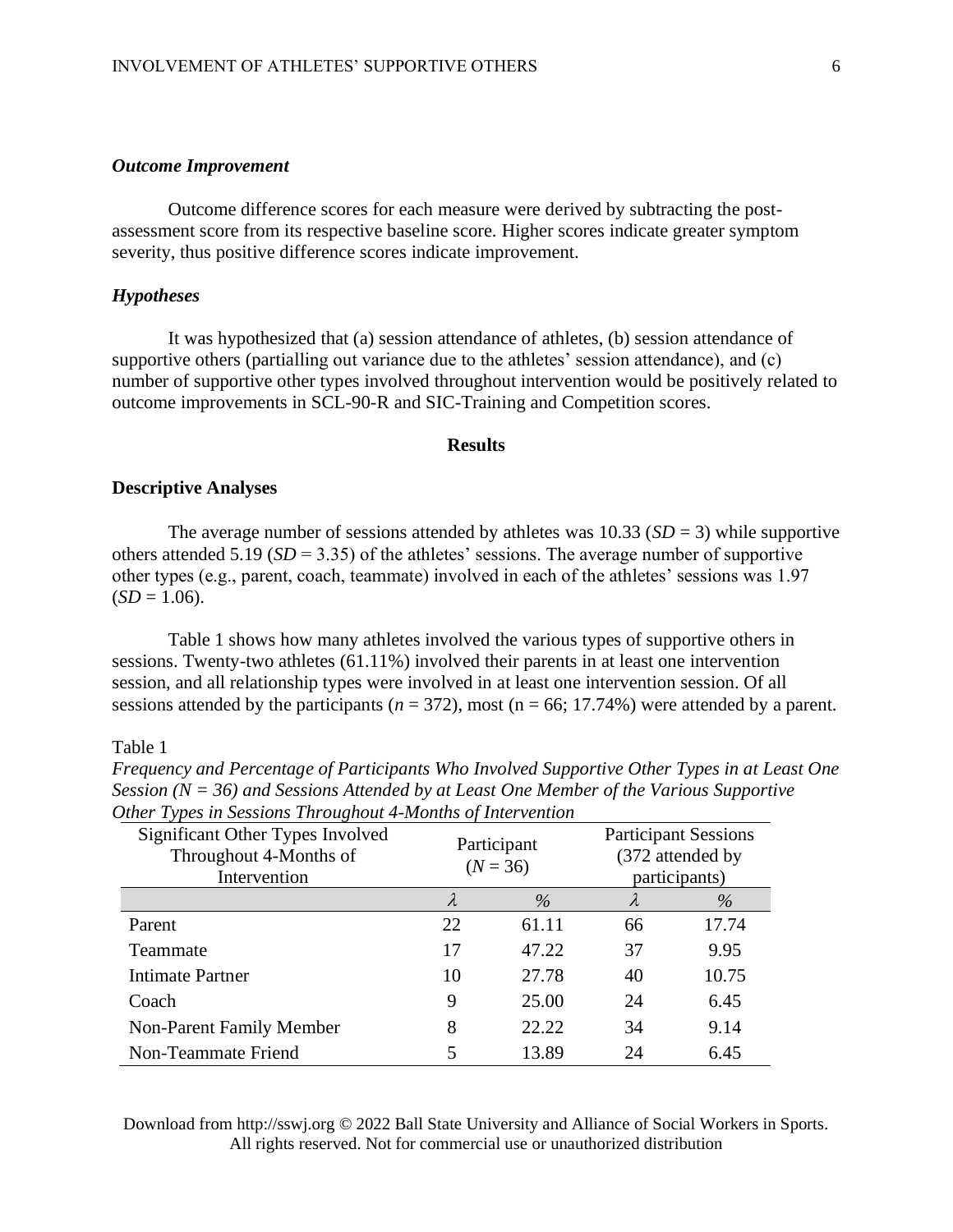### *Outcome Improvement*

Outcome difference scores for each measure were derived by subtracting the post-assessment score from its respective baseline score. Higher scores indicate greater symptom severity, thus positive difference scores indicate improvement.

### *Hypotheses*

It was hypothesized that (a) session attendance of athletes, (b) session attendance of supportive others (partialling out variance due to the athletes' session attendance), and (c) number of supportive other types involved throughout intervention would be positively related to outcome improvements in SCL-90-R and SIC-Training and Competition scores.

## Results

### Descriptive Analyses

The average number of sessions attended by athletes was 10.33 (*SD* = 3) while supportive others attended 5.19 (*SD* = 3.35) of the athletes' sessions. The average number of supportive other types (e.g., parent, coach, teammate) involved in each of the athletes' sessions was 1.97 (*SD* = 1.06).

Table 1 shows how many athletes involved the various types of supportive others in sessions. Twenty-two athletes (61.11%) involved their parents in at least one intervention session, and all relationship types were involved in at least one intervention session. Of all sessions attended by the participants (*n* = 372), most (n = 66; 17.74%) were attended by a parent.

Table 1

*Frequency and Percentage of Participants Who Involved Supportive Other Types in at Least One Session (N = 36) and Sessions Attended by at Least One Member of the Various Supportive Other Types in Sessions Throughout 4-Months of Intervention*

| Significant Other Types Involved Throughout 4-Months of Intervention | Participant (*N* = 36) | | Participant Sessions (372 attended by participants) | |
|---|---|---|---|---|
| | $\lambda$ | % | $\lambda$ | % |
| Parent | 22 | 61.11 | 66 | 17.74 |
| Teammate | 17 | 47.22 | 37 | 9.95 |
| Intimate Partner | 10 | 27.78 | 40 | 10.75 |
| Coach | 9 | 25.00 | 24 | 6.45 |
| Non-Parent Family Member | 8 | 22.22 | 34 | 9.14 |
| Non-Teammate Friend | 5 | 13.89 | 24 | 6.45 |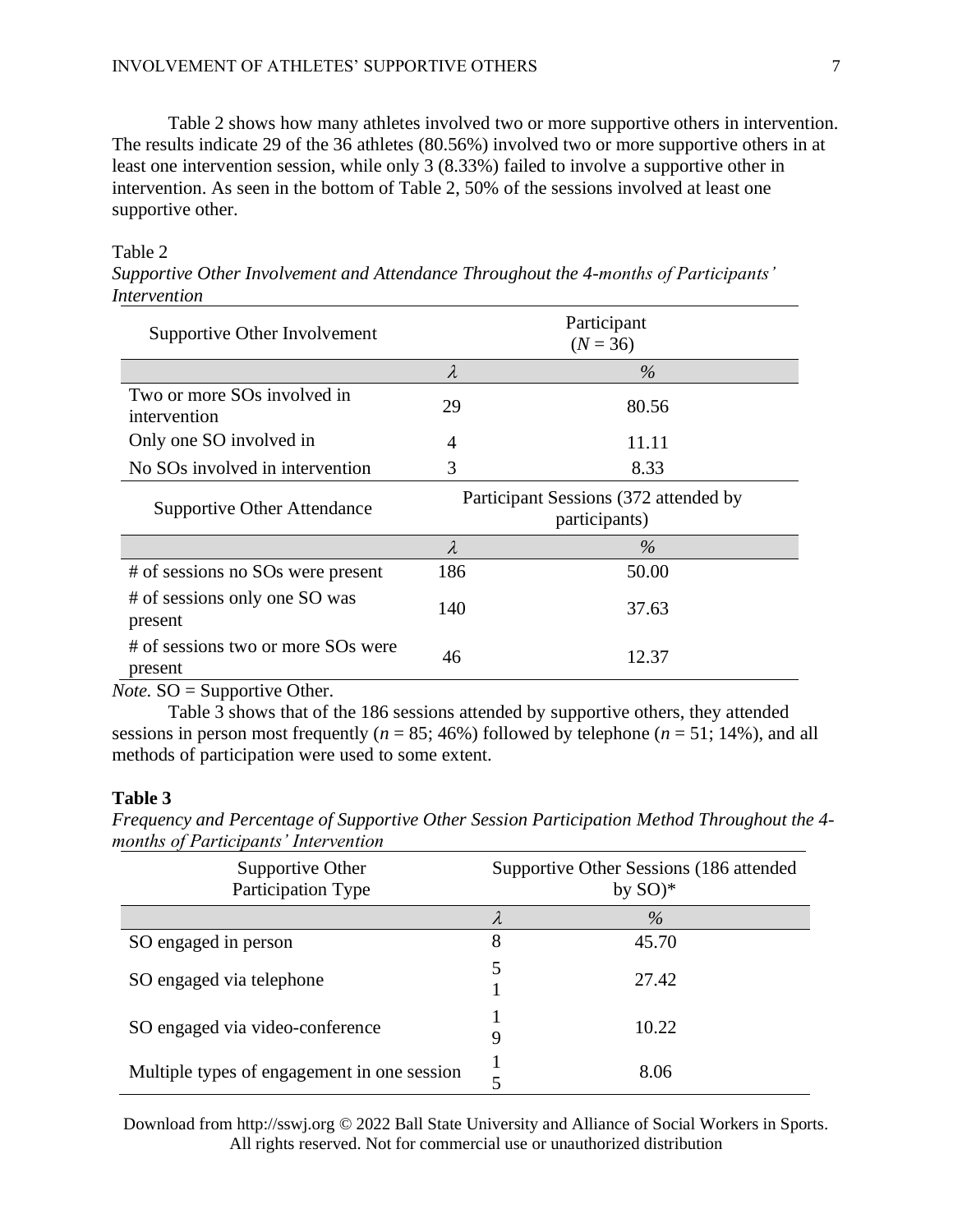Table 2 shows how many athletes involved two or more supportive others in intervention. The results indicate 29 of the 36 athletes (80.56%) involved two or more supportive others in at least one intervention session, while only 3 (8.33%) failed to involve a supportive other in intervention. As seen in the bottom of Table 2, 50% of the sessions involved at least one supportive other.

Table 2

*Supportive Other Involvement and Attendance Throughout the 4-months of Participants' Intervention*

| Supportive Other Involvement | Participant ($N$ = 36) | |
|---|---|---|
| | *λ* | *%* |
| Two or more SOs involved in intervention | 29 | 80.56 |
| Only one SO involved in | 4 | 11.11 |
| No SOs involved in intervention | 3 | 8.33 |
| **Supportive Other Attendance** | **Participant Sessions (372 attended by participants)** | |
| | *λ* | *%* |
| # of sessions no SOs were present | 186 | 50.00 |
| # of sessions only one SO was present | 140 | 37.63 |
| # of sessions two or more SOs were present | 46 | 12.37 |

*Note.* SO = Supportive Other.

Table 3 shows that of the 186 sessions attended by supportive others, they attended sessions in person most frequently ($n$ = 85; 46%) followed by telephone ($n$ = 51; 14%), and all methods of participation were used to some extent.

**Table 3**

*Frequency and Percentage of Supportive Other Session Participation Method Throughout the 4-months of Participants' Intervention*

| Supportive Other Participation Type | Supportive Other Sessions (186 attended by SO)* | |
|---|---|---|
| | *λ* | *%* |
| SO engaged in person | 8 | 45.70 |
| SO engaged via telephone | 51 | 27.42 |
| SO engaged via video-conference | 19 | 10.22 |
| Multiple types of engagement in one session | 15 | 8.06 |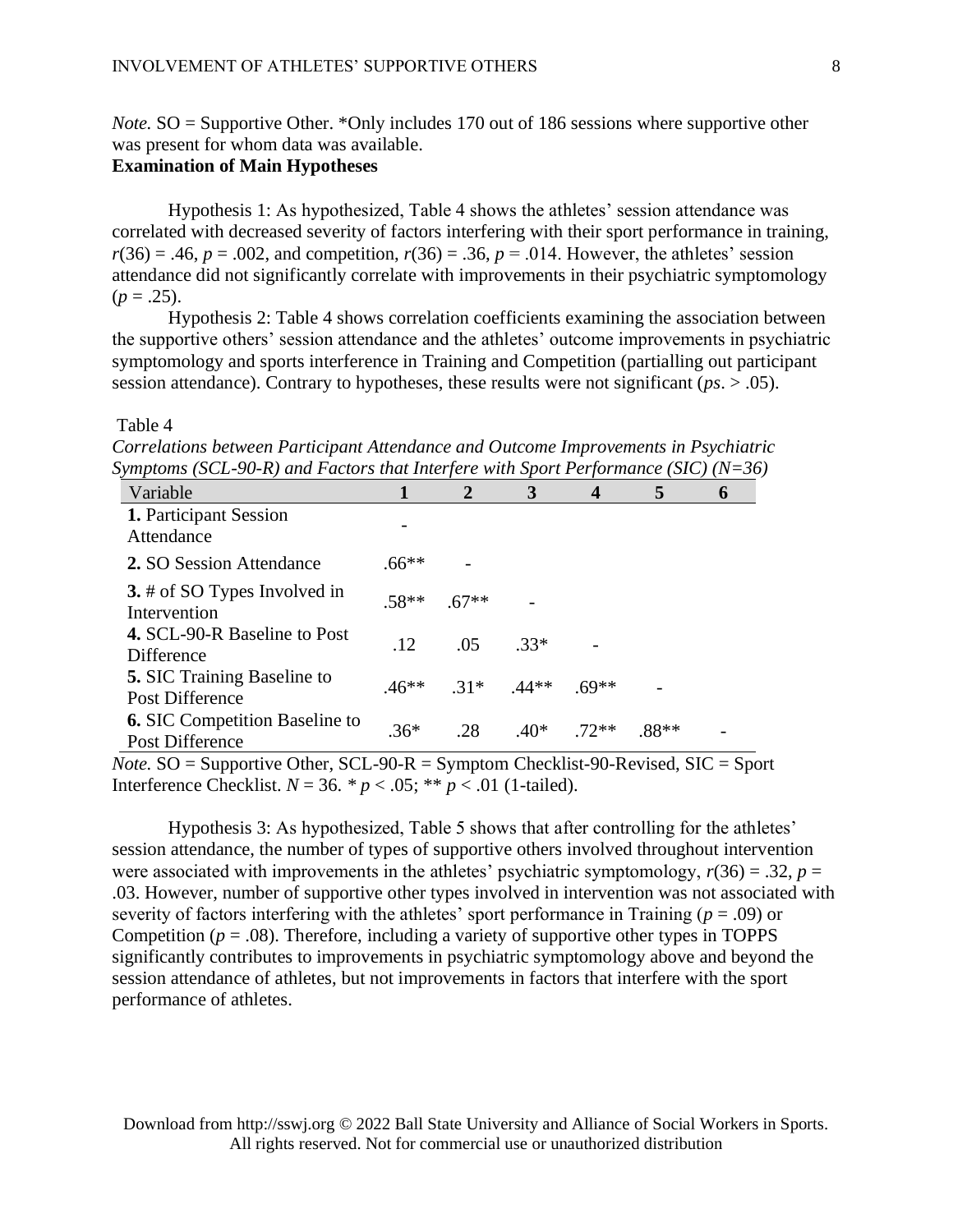*Note.* SO = Supportive Other. *Only includes 170 out of 186 sessions where supportive other was present for whom data was available.

**Examination of Main Hypotheses**

Hypothesis 1: As hypothesized, Table 4 shows the athletes' session attendance was correlated with decreased severity of factors interfering with their sport performance in training, $r(36) = .46$, $p = .002$, and competition, $r(36) = .36$, $p = .014$. However, the athletes' session attendance did not significantly correlate with improvements in their psychiatric symptomology ($p = .25$).

Hypothesis 2: Table 4 shows correlation coefficients examining the association between the supportive others' session attendance and the athletes' outcome improvements in psychiatric symptomology and sports interference in Training and Competition (partialling out participant session attendance). Contrary to hypotheses, these results were not significant (*ps*. > .05).

Table 4

*Correlations between Participant Attendance and Outcome Improvements in Psychiatric Symptoms (SCL-90-R) and Factors that Interfere with Sport Performance (SIC) (N=36)*

| Variable | 1 | 2 | 3 | 4 | 5 | 6 |
|---|---|---|---|---|---|---|
| **1.** Participant Session Attendance | - | | | | | |
| **2.** SO Session Attendance | .66** | - | | | | |
| **3.** # of SO Types Involved in Intervention | .58** | .67** | - | | | |
| **4.** SCL-90-R Baseline to Post Difference | .12 | .05 | .33* | - | | |
| **5.** SIC Training Baseline to Post Difference | .46** | .31* | .44** | .69** | - | |
| **6.** SIC Competition Baseline to Post Difference | .36* | .28 | .40* | .72** | .88** | - |

*Note.* SO = Supportive Other, SCL-90-R = Symptom Checklist-90-Revised, SIC = Sport Interference Checklist. $N = 36$. * $p < .05$; ** $p < .01$ (1-tailed).

Hypothesis 3: As hypothesized, Table 5 shows that after controlling for the athletes' session attendance, the number of types of supportive others involved throughout intervention were associated with improvements in the athletes' psychiatric symptomology, $r(36) = .32$, $p = .03$. However, number of supportive other types involved in intervention was not associated with severity of factors interfering with the athletes' sport performance in Training ($p = .09$) or Competition ($p = .08$). Therefore, including a variety of supportive other types in TOPPS significantly contributes to improvements in psychiatric symptomology above and beyond the session attendance of athletes, but not improvements in factors that interfere with the sport performance of athletes.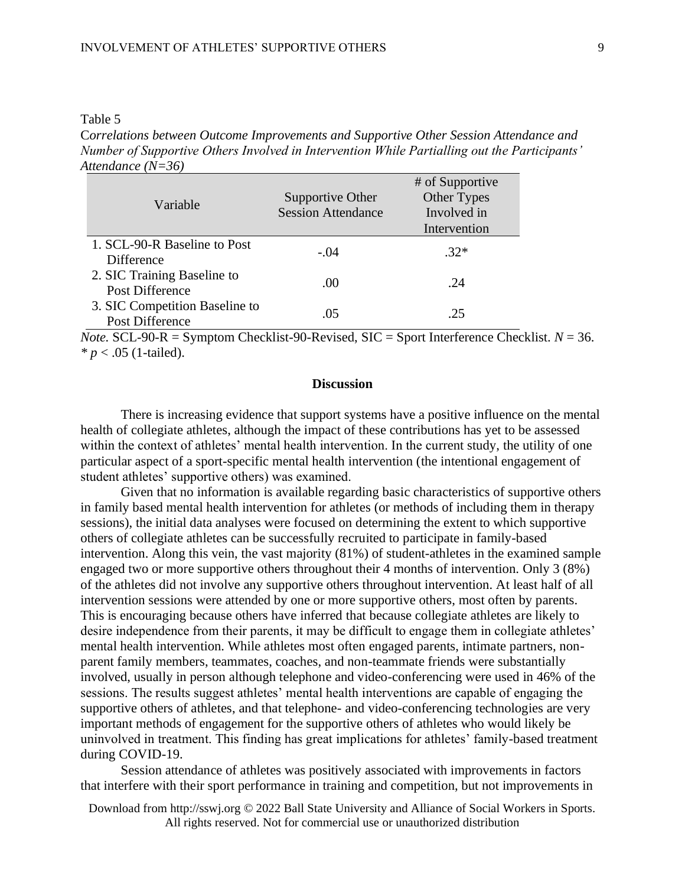Table 5

*Correlations between Outcome Improvements and Supportive Other Session Attendance and Number of Supportive Others Involved in Intervention While Partialling out the Participants' Attendance (N=36)*

| Variable | Supportive Other Session Attendance | # of Supportive Other Types Involved in Intervention |
|---|---|---|
| 1. SCL-90-R Baseline to Post Difference | -.04 | .32* |
| 2. SIC Training Baseline to Post Difference | .00 | .24 |
| 3. SIC Competition Baseline to Post Difference | .05 | .25 |

*Note.* SCL-90-R = Symptom Checklist-90-Revised, SIC = Sport Interference Checklist. $N = 36$.
* $p < .05$ (1-tailed).

## Discussion

There is increasing evidence that support systems have a positive influence on the mental health of collegiate athletes, although the impact of these contributions has yet to be assessed within the context of athletes' mental health intervention. In the current study, the utility of one particular aspect of a sport-specific mental health intervention (the intentional engagement of student athletes' supportive others) was examined.

Given that no information is available regarding basic characteristics of supportive others in family based mental health intervention for athletes (or methods of including them in therapy sessions), the initial data analyses were focused on determining the extent to which supportive others of collegiate athletes can be successfully recruited to participate in family-based intervention. Along this vein, the vast majority (81%) of student-athletes in the examined sample engaged two or more supportive others throughout their 4 months of intervention. Only 3 (8%) of the athletes did not involve any supportive others throughout intervention. At least half of all intervention sessions were attended by one or more supportive others, most often by parents. This is encouraging because others have inferred that because collegiate athletes are likely to desire independence from their parents, it may be difficult to engage them in collegiate athletes' mental health intervention. While athletes most often engaged parents, intimate partners, non-parent family members, teammates, coaches, and non-teammate friends were substantially involved, usually in person although telephone and video-conferencing were used in 46% of the sessions. The results suggest athletes' mental health interventions are capable of engaging the supportive others of athletes, and that telephone- and video-conferencing technologies are very important methods of engagement for the supportive others of athletes who would likely be uninvolved in treatment. This finding has great implications for athletes' family-based treatment during COVID-19.

Session attendance of athletes was positively associated with improvements in factors that interfere with their sport performance in training and competition, but not improvements in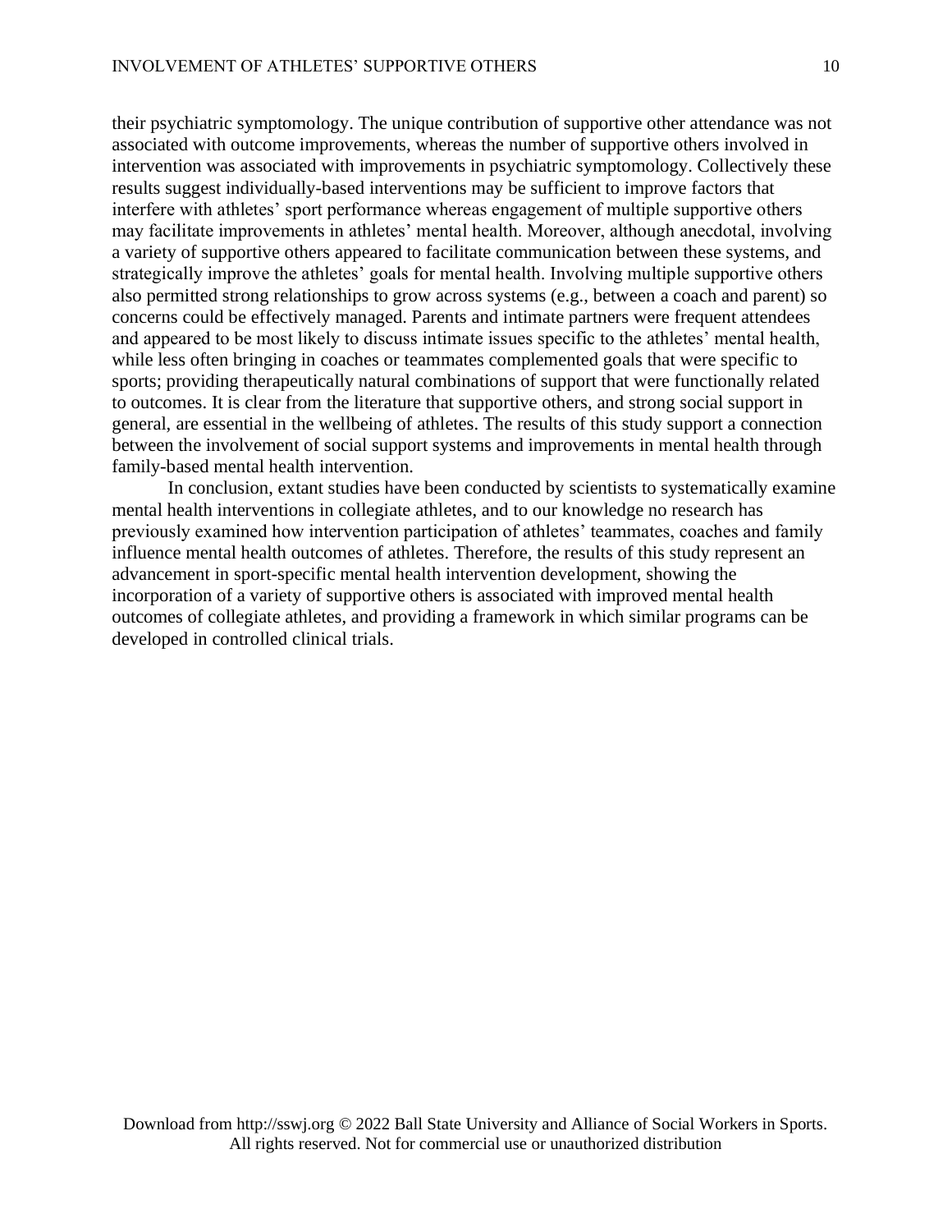their psychiatric symptomology. The unique contribution of supportive other attendance was not associated with outcome improvements, whereas the number of supportive others involved in intervention was associated with improvements in psychiatric symptomology. Collectively these results suggest individually-based interventions may be sufficient to improve factors that interfere with athletes' sport performance whereas engagement of multiple supportive others may facilitate improvements in athletes' mental health. Moreover, although anecdotal, involving a variety of supportive others appeared to facilitate communication between these systems, and strategically improve the athletes' goals for mental health. Involving multiple supportive others also permitted strong relationships to grow across systems (e.g., between a coach and parent) so concerns could be effectively managed. Parents and intimate partners were frequent attendees and appeared to be most likely to discuss intimate issues specific to the athletes' mental health, while less often bringing in coaches or teammates complemented goals that were specific to sports; providing therapeutically natural combinations of support that were functionally related to outcomes. It is clear from the literature that supportive others, and strong social support in general, are essential in the wellbeing of athletes. The results of this study support a connection between the involvement of social support systems and improvements in mental health through family-based mental health intervention.

In conclusion, extant studies have been conducted by scientists to systematically examine mental health interventions in collegiate athletes, and to our knowledge no research has previously examined how intervention participation of athletes' teammates, coaches and family influence mental health outcomes of athletes. Therefore, the results of this study represent an advancement in sport-specific mental health intervention development, showing the incorporation of a variety of supportive others is associated with improved mental health outcomes of collegiate athletes, and providing a framework in which similar programs can be developed in controlled clinical trials.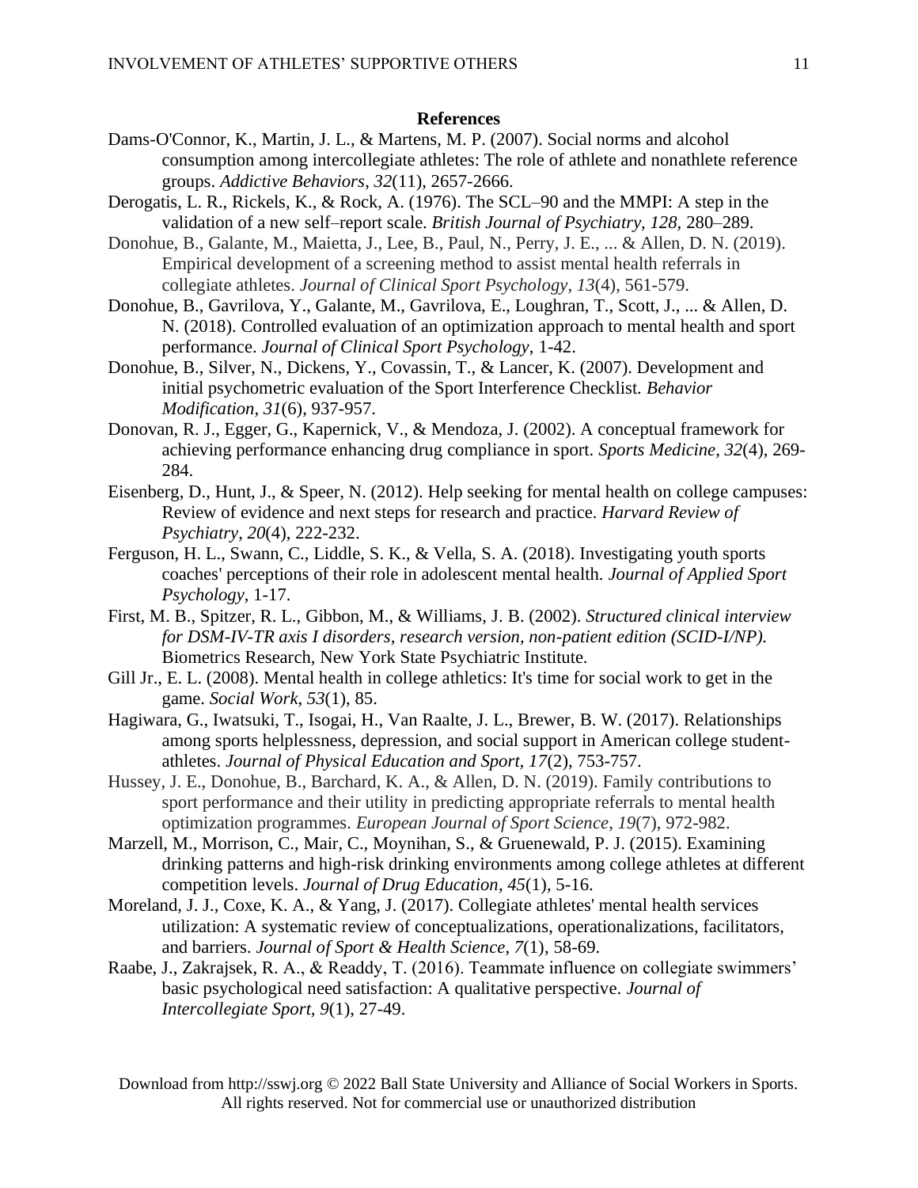**References**

Dams-O'Connor, K., Martin, J. L., & Martens, M. P. (2007). Social norms and alcohol consumption among intercollegiate athletes: The role of athlete and nonathlete reference groups. *Addictive Behaviors*, *32*(11), 2657-2666.

Derogatis, L. R., Rickels, K., & Rock, A. (1976). The SCL–90 and the MMPI: A step in the validation of a new self–report scale. *British Journal of Psychiatry, 128*, 280–289.

Donohue, B., Galante, M., Maietta, J., Lee, B., Paul, N., Perry, J. E., ... & Allen, D. N. (2019). Empirical development of a screening method to assist mental health referrals in collegiate athletes. *Journal of Clinical Sport Psychology*, *13*(4), 561-579.

Donohue, B., Gavrilova, Y., Galante, M., Gavrilova, E., Loughran, T., Scott, J., ... & Allen, D. N. (2018). Controlled evaluation of an optimization approach to mental health and sport performance. *Journal of Clinical Sport Psychology*, 1-42.

Donohue, B., Silver, N., Dickens, Y., Covassin, T., & Lancer, K. (2007). Development and initial psychometric evaluation of the Sport Interference Checklist. *Behavior Modification, 31*(6), 937-957.

Donovan, R. J., Egger, G., Kapernick, V., & Mendoza, J. (2002). A conceptual framework for achieving performance enhancing drug compliance in sport. *Sports Medicine*, *32*(4), 269-284.

Eisenberg, D., Hunt, J., & Speer, N. (2012). Help seeking for mental health on college campuses: Review of evidence and next steps for research and practice. *Harvard Review of Psychiatry*, *20*(4), 222-232.

Ferguson, H. L., Swann, C., Liddle, S. K., & Vella, S. A. (2018). Investigating youth sports coaches' perceptions of their role in adolescent mental health. *Journal of Applied Sport Psychology*, 1-17.

First, M. B., Spitzer, R. L., Gibbon, M., & Williams, J. B. (2002). *Structured clinical interview for DSM-IV-TR axis I disorders, research version, non-patient edition (SCID-I/NP)*. Biometrics Research, New York State Psychiatric Institute.

Gill Jr., E. L. (2008). Mental health in college athletics: It's time for social work to get in the game. *Social Work*, *53*(1), 85.

Hagiwara, G., Iwatsuki, T., Isogai, H., Van Raalte, J. L., Brewer, B. W. (2017). Relationships among sports helplessness, depression, and social support in American college student-athletes. *Journal of Physical Education and Sport*, *17*(2), 753-757.

Hussey, J. E., Donohue, B., Barchard, K. A., & Allen, D. N. (2019). Family contributions to sport performance and their utility in predicting appropriate referrals to mental health optimization programmes. *European Journal of Sport Science*, *19*(7), 972-982.

Marzell, M., Morrison, C., Mair, C., Moynihan, S., & Gruenewald, P. J. (2015). Examining drinking patterns and high-risk drinking environments among college athletes at different competition levels. *Journal of Drug Education*, *45*(1), 5-16.

Moreland, J. J., Coxe, K. A., & Yang, J. (2017). Collegiate athletes' mental health services utilization: A systematic review of conceptualizations, operationalizations, facilitators, and barriers. *Journal of Sport & Health Science*, *7*(1), 58-69.

Raabe, J., Zakrajsek, R. A., & Readdy, T. (2016). Teammate influence on collegiate swimmers' basic psychological need satisfaction: A qualitative perspective. *Journal of Intercollegiate Sport, 9*(1), 27-49.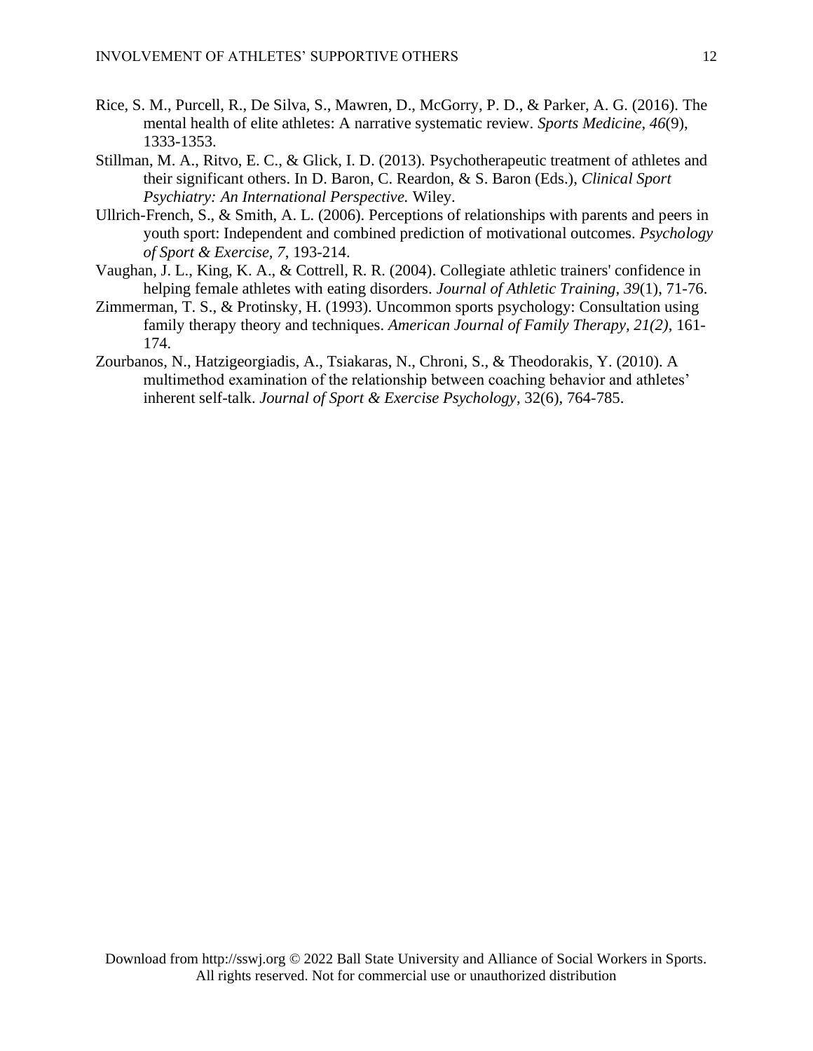Rice, S. M., Purcell, R., De Silva, S., Mawren, D., McGorry, P. D., & Parker, A. G. (2016). The mental health of elite athletes: A narrative systematic review. *Sports Medicine*, *46*(9), 1333-1353.

Stillman, M. A., Ritvo, E. C., & Glick, I. D. (2013). Psychotherapeutic treatment of athletes and their significant others. In D. Baron, C. Reardon, & S. Baron (Eds.), *Clinical Sport Psychiatry: An International Perspective.* Wiley.

Ullrich-French, S., & Smith, A. L. (2006). Perceptions of relationships with parents and peers in youth sport: Independent and combined prediction of motivational outcomes. *Psychology of Sport & Exercise, 7*, 193-214.

Vaughan, J. L., King, K. A., & Cottrell, R. R. (2004). Collegiate athletic trainers' confidence in helping female athletes with eating disorders. *Journal of Athletic Training, 39*(1), 71-76.

Zimmerman, T. S., & Protinsky, H. (1993). Uncommon sports psychology: Consultation using family therapy theory and techniques. *American Journal of Family Therapy, 21(2)*, 161-174.

Zourbanos, N., Hatzigeorgiadis, A., Tsiakaras, N., Chroni, S., & Theodorakis, Y. (2010). A multimethod examination of the relationship between coaching behavior and athletes' inherent self-talk. *Journal of Sport & Exercise Psychology*, 32(6), 764-785.